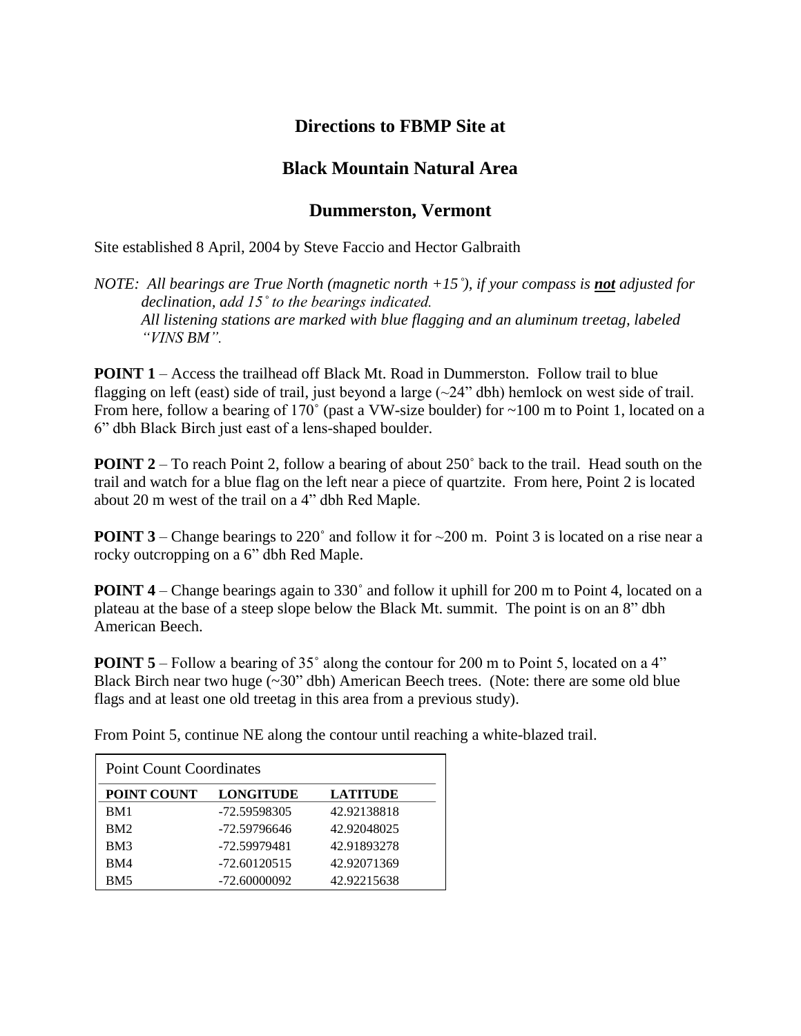# Directions to FBMP Site at

# Black Mountain Natural Area

# Dummerston, Vermont

Site established 8 April, 2004 by Steve Faccio and Hector Galbraith

*NOTE: All bearings are True North (magnetic north +15˚), if your compass is **not** adjusted for declination, add 15˚ to the bearings indicated.*
*All listening stations are marked with blue flagging and an aluminum treetag, labeled "VINS BM".*

**POINT 1** – Access the trailhead off Black Mt. Road in Dummerston. Follow trail to blue flagging on left (east) side of trail, just beyond a large (~24" dbh) hemlock on west side of trail. From here, follow a bearing of 170˚ (past a VW-size boulder) for ~100 m to Point 1, located on a 6" dbh Black Birch just east of a lens-shaped boulder.

**POINT 2** – To reach Point 2, follow a bearing of about 250˚ back to the trail. Head south on the trail and watch for a blue flag on the left near a piece of quartzite. From here, Point 2 is located about 20 m west of the trail on a 4" dbh Red Maple.

**POINT 3** – Change bearings to 220˚ and follow it for ~200 m. Point 3 is located on a rise near a rocky outcropping on a 6" dbh Red Maple.

**POINT 4** – Change bearings again to 330˚ and follow it uphill for 200 m to Point 4, located on a plateau at the base of a steep slope below the Black Mt. summit. The point is on an 8" dbh American Beech.

**POINT 5** – Follow a bearing of 35˚ along the contour for 200 m to Point 5, located on a 4" Black Birch near two huge (~30" dbh) American Beech trees. (Note: there are some old blue flags and at least one old treetag in this area from a previous study).

From Point 5, continue NE along the contour until reaching a white-blazed trail.

Point Count Coordinates

| POINT COUNT | LONGITUDE | LATITUDE |
|---|---|---|
| BM1 | -72.59598305 | 42.92138818 |
| BM2 | -72.59796646 | 42.92048025 |
| BM3 | -72.59979481 | 42.91893278 |
| BM4 | -72.60120515 | 42.92071369 |
| BM5 | -72.60000092 | 42.92215638 |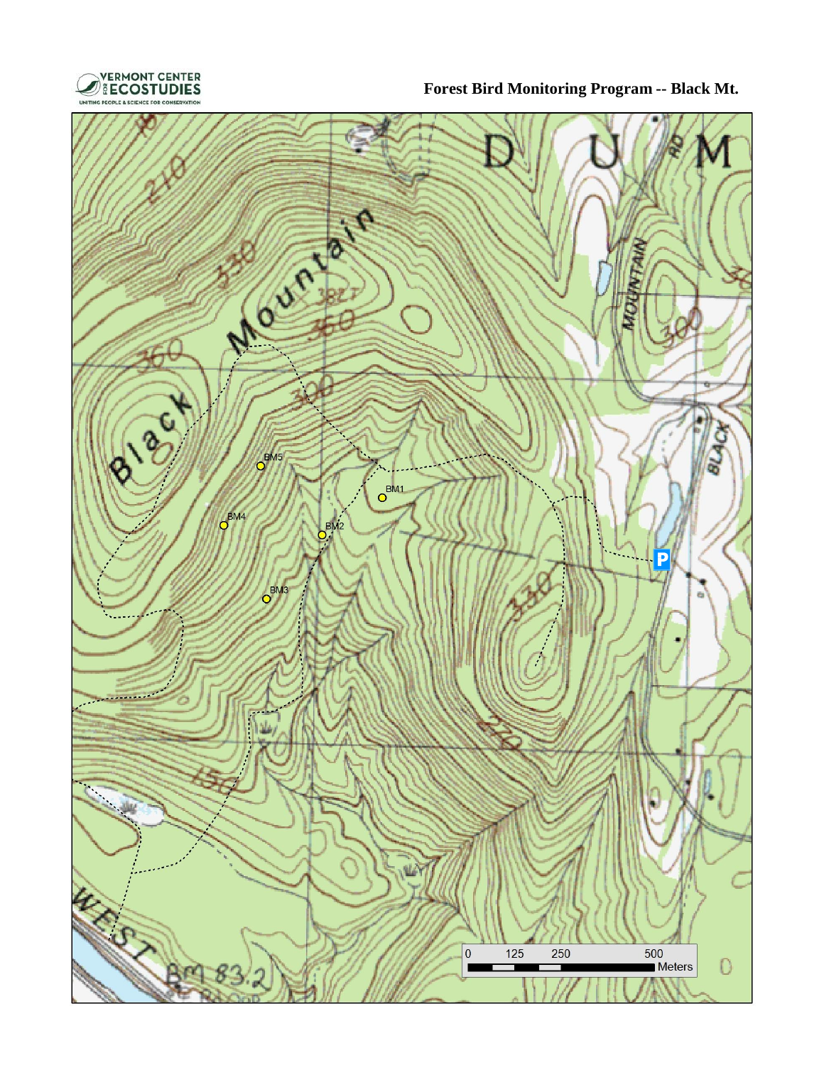VERMONT CENTER FOR ECOSTUDIES

UNITING PEOPLE & SCIENCE FOR CONSERVATION

**Forest Bird Monitoring Program -- Black Mt.**

Black Mountain

DUM

MOUNTAIN RD

BLACK

WEST

BM 83.2

210

330

382 T

360

360

300

330

270

150

BM1

BM2

BM3

BM4

BM5

P

0 125 250 500

Meters